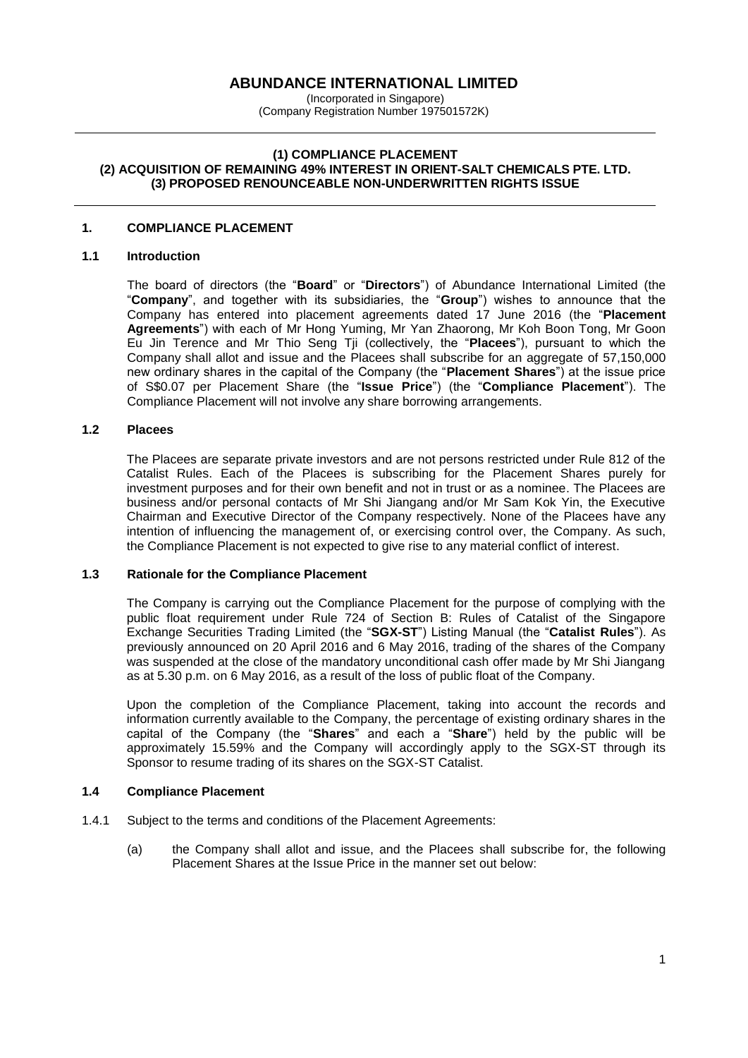# ABUNDANCE INTERNATIONAL LIMITED

(Incorporated in Singapore)
(Company Registration Number 197501572K)

---

**(1) COMPLIANCE PLACEMENT**
**(2) ACQUISITION OF REMAINING 49% INTEREST IN ORIENT-SALT CHEMICALS PTE. LTD.**
**(3) PROPOSED RENOUNCEABLE NON-UNDERWRITTEN RIGHTS ISSUE**

---

## 1. COMPLIANCE PLACEMENT

### 1.1 Introduction

The board of directors (the "**Board**" or "**Directors**") of Abundance International Limited (the "**Company**", and together with its subsidiaries, the "**Group**") wishes to announce that the Company has entered into placement agreements dated 17 June 2016 (the "**Placement Agreements**") with each of Mr Hong Yuming, Mr Yan Zhaorong, Mr Koh Boon Tong, Mr Goon Eu Jin Terence and Mr Thio Seng Tji (collectively, the "**Placees**"), pursuant to which the Company shall allot and issue and the Placees shall subscribe for an aggregate of 57,150,000 new ordinary shares in the capital of the Company (the "**Placement Shares**") at the issue price of S$0.07 per Placement Share (the "**Issue Price**") (the "**Compliance Placement**"). The Compliance Placement will not involve any share borrowing arrangements.

### 1.2 Placees

The Placees are separate private investors and are not persons restricted under Rule 812 of the Catalist Rules. Each of the Placees is subscribing for the Placement Shares purely for investment purposes and for their own benefit and not in trust or as a nominee. The Placees are business and/or personal contacts of Mr Shi Jiangang and/or Mr Sam Kok Yin, the Executive Chairman and Executive Director of the Company respectively. None of the Placees have any intention of influencing the management of, or exercising control over, the Company. As such, the Compliance Placement is not expected to give rise to any material conflict of interest.

### 1.3 Rationale for the Compliance Placement

The Company is carrying out the Compliance Placement for the purpose of complying with the public float requirement under Rule 724 of Section B: Rules of Catalist of the Singapore Exchange Securities Trading Limited (the "**SGX-ST**") Listing Manual (the "**Catalist Rules**"). As previously announced on 20 April 2016 and 6 May 2016, trading of the shares of the Company was suspended at the close of the mandatory unconditional cash offer made by Mr Shi Jiangang as at 5.30 p.m. on 6 May 2016, as a result of the loss of public float of the Company.

Upon the completion of the Compliance Placement, taking into account the records and information currently available to the Company, the percentage of existing ordinary shares in the capital of the Company (the "**Shares**" and each a "**Share**") held by the public will be approximately 15.59% and the Company will accordingly apply to the SGX-ST through its Sponsor to resume trading of its shares on the SGX-ST Catalist.

### 1.4 Compliance Placement

1.4.1 Subject to the terms and conditions of the Placement Agreements:

(a) the Company shall allot and issue, and the Placees shall subscribe for, the following Placement Shares at the Issue Price in the manner set out below: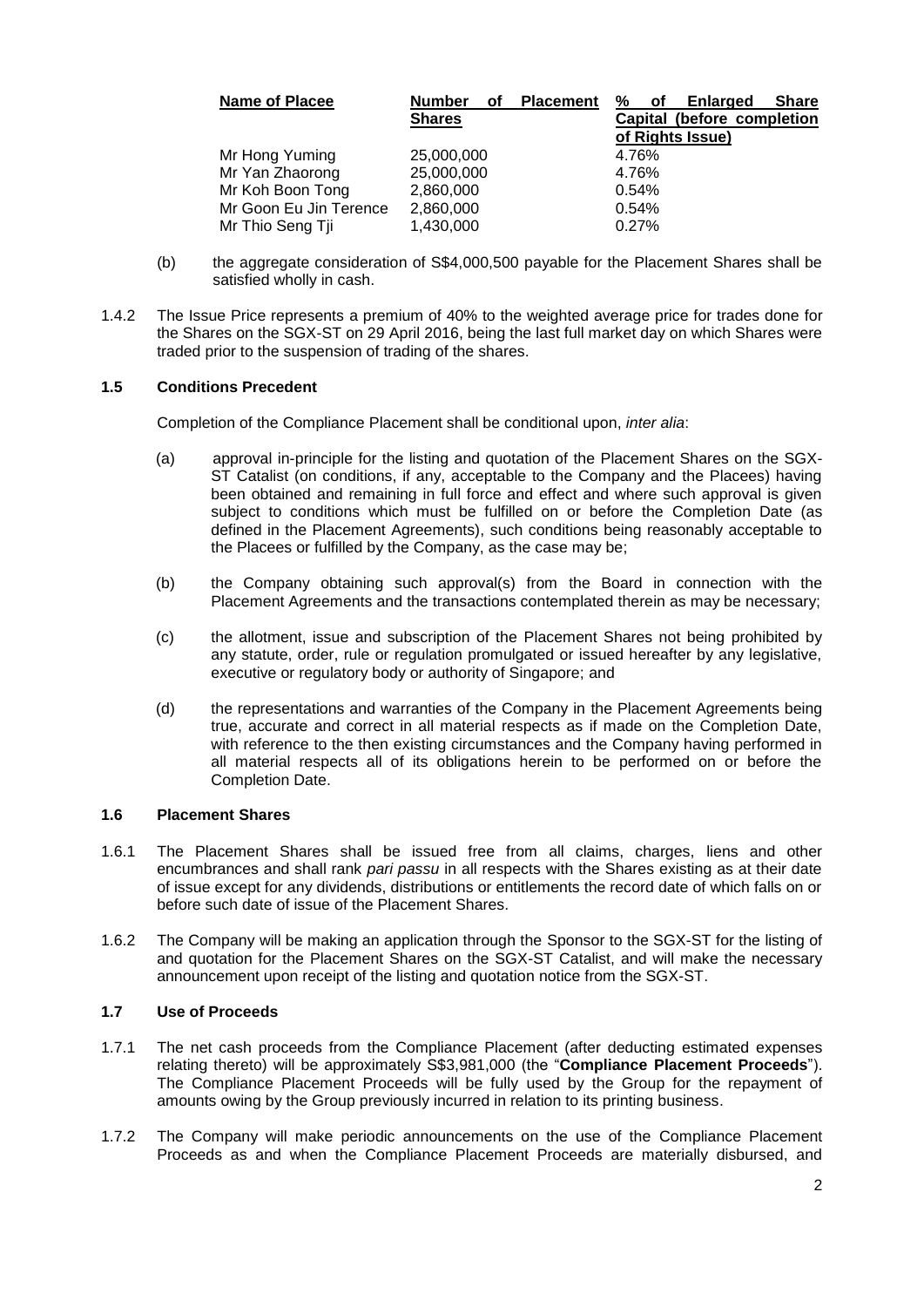| Name of Placee | Number of Placement Shares | % of Enlarged Share Capital (before completion of Rights Issue) |
|---|---|---|
| Mr Hong Yuming | 25,000,000 | 4.76% |
| Mr Yan Zhaorong | 25,000,000 | 4.76% |
| Mr Koh Boon Tong | 2,860,000 | 0.54% |
| Mr Goon Eu Jin Terence | 2,860,000 | 0.54% |
| Mr Thio Seng Tji | 1,430,000 | 0.27% |

(b) the aggregate consideration of S$4,000,500 payable for the Placement Shares shall be satisfied wholly in cash.

1.4.2 The Issue Price represents a premium of 40% to the weighted average price for trades done for the Shares on the SGX-ST on 29 April 2016, being the last full market day on which Shares were traded prior to the suspension of trading of the shares.

### 1.5 Conditions Precedent

Completion of the Compliance Placement shall be conditional upon, *inter alia*:

(a) approval in-principle for the listing and quotation of the Placement Shares on the SGX-ST Catalist (on conditions, if any, acceptable to the Company and the Placees) having been obtained and remaining in full force and effect and where such approval is given subject to conditions which must be fulfilled on or before the Completion Date (as defined in the Placement Agreements), such conditions being reasonably acceptable to the Placees or fulfilled by the Company, as the case may be;

(b) the Company obtaining such approval(s) from the Board in connection with the Placement Agreements and the transactions contemplated therein as may be necessary;

(c) the allotment, issue and subscription of the Placement Shares not being prohibited by any statute, order, rule or regulation promulgated or issued hereafter by any legislative, executive or regulatory body or authority of Singapore; and

(d) the representations and warranties of the Company in the Placement Agreements being true, accurate and correct in all material respects as if made on the Completion Date, with reference to the then existing circumstances and the Company having performed in all material respects all of its obligations herein to be performed on or before the Completion Date.

### 1.6 Placement Shares

1.6.1 The Placement Shares shall be issued free from all claims, charges, liens and other encumbrances and shall rank *pari passu* in all respects with the Shares existing as at their date of issue except for any dividends, distributions or entitlements the record date of which falls on or before such date of issue of the Placement Shares.

1.6.2 The Company will be making an application through the Sponsor to the SGX-ST for the listing of and quotation for the Placement Shares on the SGX-ST Catalist, and will make the necessary announcement upon receipt of the listing and quotation notice from the SGX-ST.

### 1.7 Use of Proceeds

1.7.1 The net cash proceeds from the Compliance Placement (after deducting estimated expenses relating thereto) will be approximately S$3,981,000 (the "**Compliance Placement Proceeds**"). The Compliance Placement Proceeds will be fully used by the Group for the repayment of amounts owing by the Group previously incurred in relation to its printing business.

1.7.2 The Company will make periodic announcements on the use of the Compliance Placement Proceeds as and when the Compliance Placement Proceeds are materially disbursed, and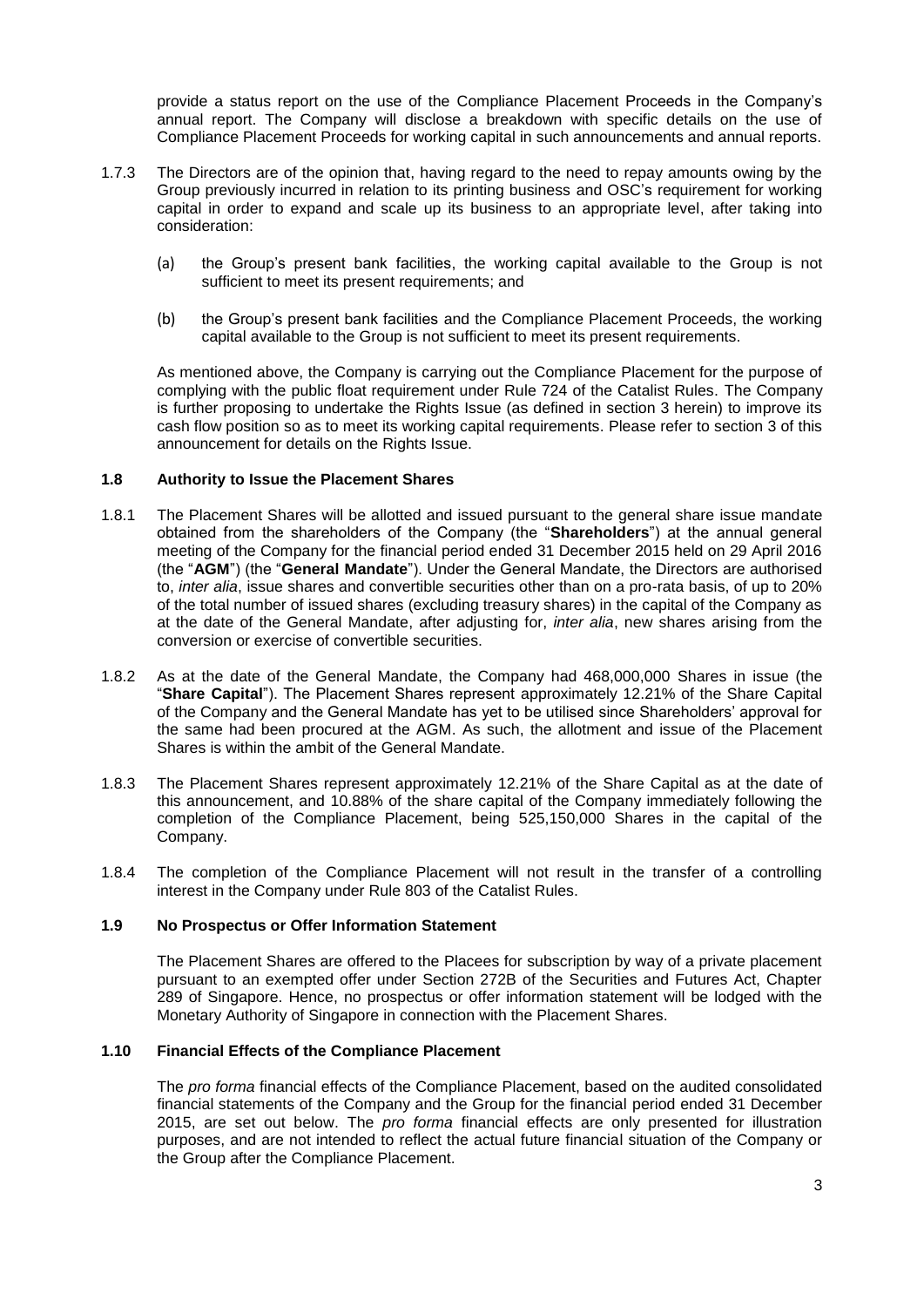provide a status report on the use of the Compliance Placement Proceeds in the Company's annual report. The Company will disclose a breakdown with specific details on the use of Compliance Placement Proceeds for working capital in such announcements and annual reports.

1.7.3 The Directors are of the opinion that, having regard to the need to repay amounts owing by the Group previously incurred in relation to its printing business and OSC's requirement for working capital in order to expand and scale up its business to an appropriate level, after taking into consideration:

(a) the Group's present bank facilities, the working capital available to the Group is not sufficient to meet its present requirements; and

(b) the Group's present bank facilities and the Compliance Placement Proceeds, the working capital available to the Group is not sufficient to meet its present requirements.

As mentioned above, the Company is carrying out the Compliance Placement for the purpose of complying with the public float requirement under Rule 724 of the Catalist Rules. The Company is further proposing to undertake the Rights Issue (as defined in section 3 herein) to improve its cash flow position so as to meet its working capital requirements. Please refer to section 3 of this announcement for details on the Rights Issue.

### 1.8 Authority to Issue the Placement Shares

1.8.1 The Placement Shares will be allotted and issued pursuant to the general share issue mandate obtained from the shareholders of the Company (the "**Shareholders**") at the annual general meeting of the Company for the financial period ended 31 December 2015 held on 29 April 2016 (the "**AGM**") (the "**General Mandate**"). Under the General Mandate, the Directors are authorised to, *inter alia*, issue shares and convertible securities other than on a pro-rata basis, of up to 20% of the total number of issued shares (excluding treasury shares) in the capital of the Company as at the date of the General Mandate, after adjusting for, *inter alia*, new shares arising from the conversion or exercise of convertible securities.

1.8.2 As at the date of the General Mandate, the Company had 468,000,000 Shares in issue (the "**Share Capital**"). The Placement Shares represent approximately 12.21% of the Share Capital of the Company and the General Mandate has yet to be utilised since Shareholders' approval for the same had been procured at the AGM. As such, the allotment and issue of the Placement Shares is within the ambit of the General Mandate.

1.8.3 The Placement Shares represent approximately 12.21% of the Share Capital as at the date of this announcement, and 10.88% of the share capital of the Company immediately following the completion of the Compliance Placement, being 525,150,000 Shares in the capital of the Company.

1.8.4 The completion of the Compliance Placement will not result in the transfer of a controlling interest in the Company under Rule 803 of the Catalist Rules.

### 1.9 No Prospectus or Offer Information Statement

The Placement Shares are offered to the Placees for subscription by way of a private placement pursuant to an exempted offer under Section 272B of the Securities and Futures Act, Chapter 289 of Singapore. Hence, no prospectus or offer information statement will be lodged with the Monetary Authority of Singapore in connection with the Placement Shares.

### 1.10 Financial Effects of the Compliance Placement

The *pro forma* financial effects of the Compliance Placement, based on the audited consolidated financial statements of the Company and the Group for the financial period ended 31 December 2015, are set out below. The *pro forma* financial effects are only presented for illustration purposes, and are not intended to reflect the actual future financial situation of the Company or the Group after the Compliance Placement.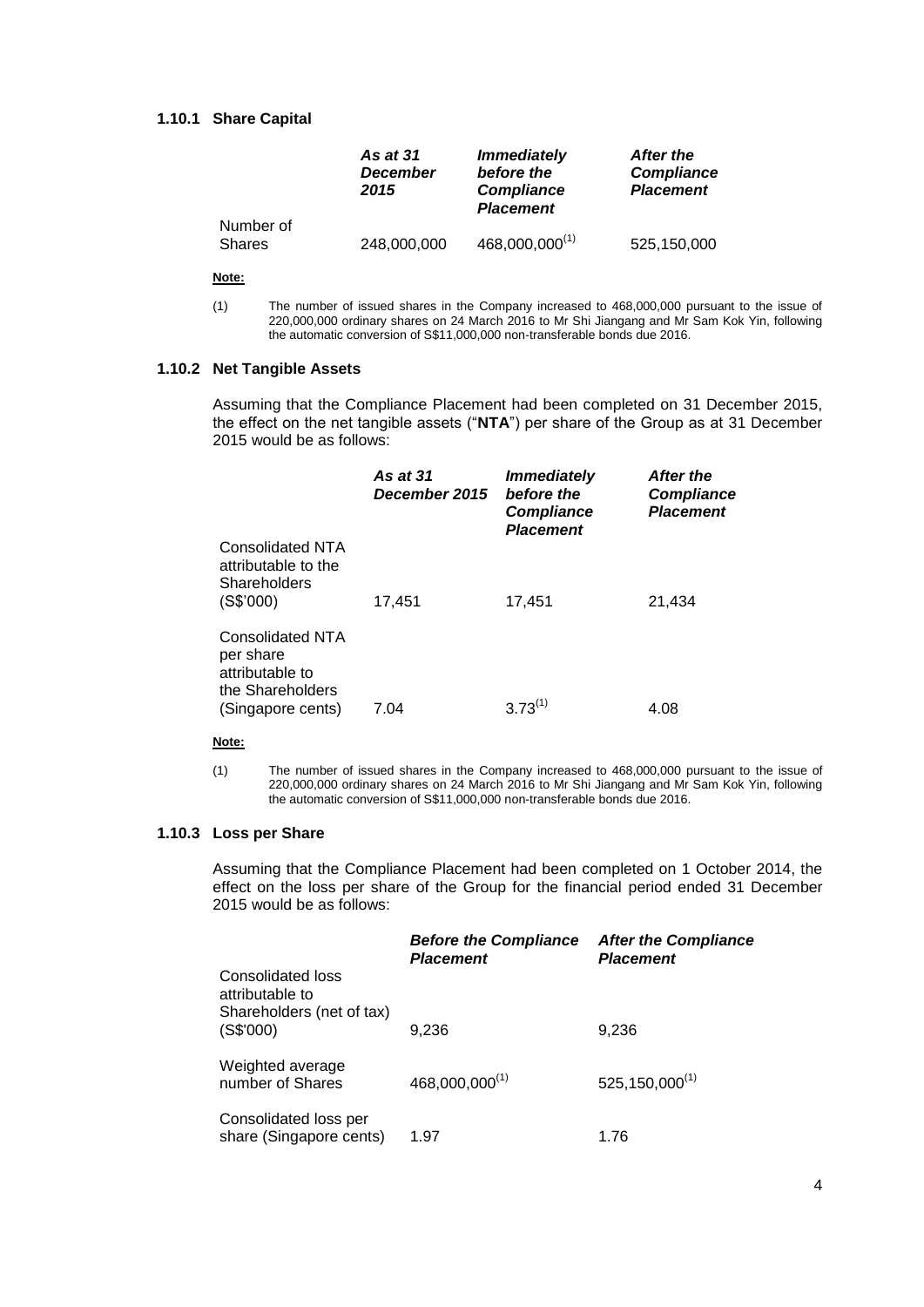#### 1.10.1 Share Capital

| | *As at 31 December 2015* | *Immediately before the Compliance Placement* | *After the Compliance Placement* |
|---|---|---|---|
| Number of Shares | 248,000,000 | 468,000,000[(1)] | 525,150,000 |

**Note:**

(1) The number of issued shares in the Company increased to 468,000,000 pursuant to the issue of 220,000,000 ordinary shares on 24 March 2016 to Mr Shi Jiangang and Mr Sam Kok Yin, following the automatic conversion of S$11,000,000 non-transferable bonds due 2016.

#### 1.10.2 Net Tangible Assets

Assuming that the Compliance Placement had been completed on 31 December 2015, the effect on the net tangible assets ("**NTA**") per share of the Group as at 31 December 2015 would be as follows:

| | *As at 31 December 2015* | *Immediately before the Compliance Placement* | *After the Compliance Placement* |
|---|---|---|---|
| Consolidated NTA attributable to the Shareholders (S$'000) | 17,451 | 17,451 | 21,434 |
| Consolidated NTA per share attributable to the Shareholders (Singapore cents) | 7.04 | 3.73[(1)] | 4.08 |

**Note:**

(1) The number of issued shares in the Company increased to 468,000,000 pursuant to the issue of 220,000,000 ordinary shares on 24 March 2016 to Mr Shi Jiangang and Mr Sam Kok Yin, following the automatic conversion of S$11,000,000 non-transferable bonds due 2016.

#### 1.10.3 Loss per Share

Assuming that the Compliance Placement had been completed on 1 October 2014, the effect on the loss per share of the Group for the financial period ended 31 December 2015 would be as follows:

| | *Before the Compliance Placement* | *After the Compliance Placement* |
|---|---|---|
| Consolidated loss attributable to Shareholders (net of tax) (S$'000) | 9,236 | 9,236 |
| Weighted average number of Shares | 468,000,000[(1)] | 525,150,000[(1)] |
| Consolidated loss per share (Singapore cents) | 1.97 | 1.76 |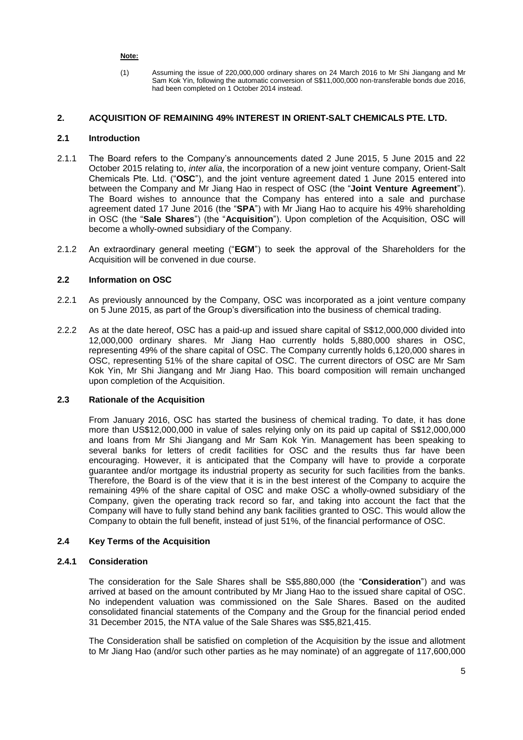**Note:**

(1) Assuming the issue of 220,000,000 ordinary shares on 24 March 2016 to Mr Shi Jiangang and Mr Sam Kok Yin, following the automatic conversion of S$11,000,000 non-transferable bonds due 2016, had been completed on 1 October 2014 instead.

## 2. ACQUISITION OF REMAINING 49% INTEREST IN ORIENT-SALT CHEMICALS PTE. LTD.

### 2.1 Introduction

2.1.1 The Board refers to the Company's announcements dated 2 June 2015, 5 June 2015 and 22 October 2015 relating to, *inter alia*, the incorporation of a new joint venture company, Orient-Salt Chemicals Pte. Ltd. ("**OSC**"), and the joint venture agreement dated 1 June 2015 entered into between the Company and Mr Jiang Hao in respect of OSC (the "**Joint Venture Agreement**"). The Board wishes to announce that the Company has entered into a sale and purchase agreement dated 17 June 2016 (the "**SPA**") with Mr Jiang Hao to acquire his 49% shareholding in OSC (the "**Sale Shares**") (the "**Acquisition**"). Upon completion of the Acquisition, OSC will become a wholly-owned subsidiary of the Company.

2.1.2 An extraordinary general meeting ("**EGM**") to seek the approval of the Shareholders for the Acquisition will be convened in due course.

### 2.2 Information on OSC

2.2.1 As previously announced by the Company, OSC was incorporated as a joint venture company on 5 June 2015, as part of the Group's diversification into the business of chemical trading.

2.2.2 As at the date hereof, OSC has a paid-up and issued share capital of S$12,000,000 divided into 12,000,000 ordinary shares. Mr Jiang Hao currently holds 5,880,000 shares in OSC, representing 49% of the share capital of OSC. The Company currently holds 6,120,000 shares in OSC, representing 51% of the share capital of OSC. The current directors of OSC are Mr Sam Kok Yin, Mr Shi Jiangang and Mr Jiang Hao. This board composition will remain unchanged upon completion of the Acquisition.

### 2.3 Rationale of the Acquisition

From January 2016, OSC has started the business of chemical trading. To date, it has done more than US$12,000,000 in value of sales relying only on its paid up capital of S$12,000,000 and loans from Mr Shi Jiangang and Mr Sam Kok Yin. Management has been speaking to several banks for letters of credit facilities for OSC and the results thus far have been encouraging. However, it is anticipated that the Company will have to provide a corporate guarantee and/or mortgage its industrial property as security for such facilities from the banks. Therefore, the Board is of the view that it is in the best interest of the Company to acquire the remaining 49% of the share capital of OSC and make OSC a wholly-owned subsidiary of the Company, given the operating track record so far, and taking into account the fact that the Company will have to fully stand behind any bank facilities granted to OSC. This would allow the Company to obtain the full benefit, instead of just 51%, of the financial performance of OSC.

### 2.4 Key Terms of the Acquisition

#### 2.4.1 Consideration

The consideration for the Sale Shares shall be S$5,880,000 (the "**Consideration**") and was arrived at based on the amount contributed by Mr Jiang Hao to the issued share capital of OSC. No independent valuation was commissioned on the Sale Shares. Based on the audited consolidated financial statements of the Company and the Group for the financial period ended 31 December 2015, the NTA value of the Sale Shares was S$5,821,415.

The Consideration shall be satisfied on completion of the Acquisition by the issue and allotment to Mr Jiang Hao (and/or such other parties as he may nominate) of an aggregate of 117,600,000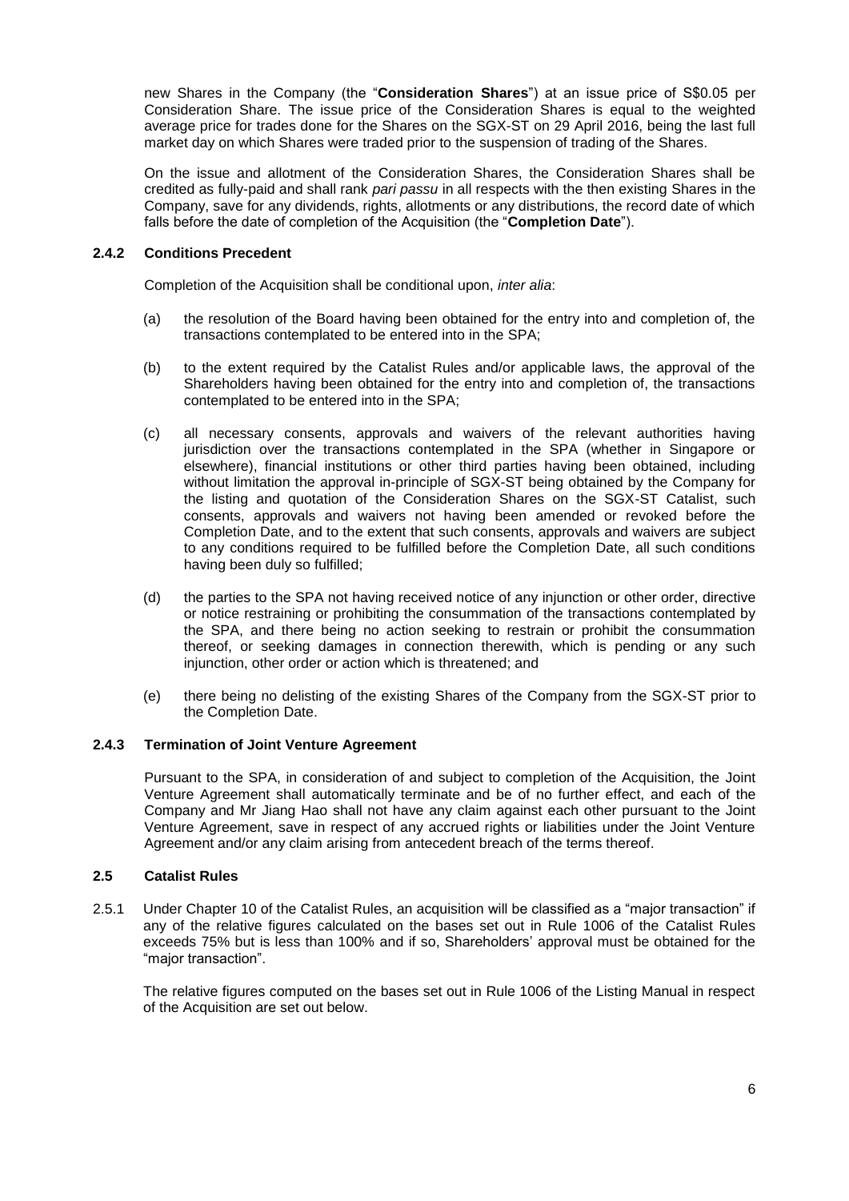new Shares in the Company (the "**Consideration Shares**") at an issue price of S$0.05 per Consideration Share. The issue price of the Consideration Shares is equal to the weighted average price for trades done for the Shares on the SGX-ST on 29 April 2016, being the last full market day on which Shares were traded prior to the suspension of trading of the Shares.

On the issue and allotment of the Consideration Shares, the Consideration Shares shall be credited as fully-paid and shall rank *pari passu* in all respects with the then existing Shares in the Company, save for any dividends, rights, allotments or any distributions, the record date of which falls before the date of completion of the Acquisition (the "**Completion Date**").

#### 2.4.2 Conditions Precedent

Completion of the Acquisition shall be conditional upon, *inter alia*:

(a) the resolution of the Board having been obtained for the entry into and completion of, the transactions contemplated to be entered into in the SPA;

(b) to the extent required by the Catalist Rules and/or applicable laws, the approval of the Shareholders having been obtained for the entry into and completion of, the transactions contemplated to be entered into in the SPA;

(c) all necessary consents, approvals and waivers of the relevant authorities having jurisdiction over the transactions contemplated in the SPA (whether in Singapore or elsewhere), financial institutions or other third parties having been obtained, including without limitation the approval in-principle of SGX-ST being obtained by the Company for the listing and quotation of the Consideration Shares on the SGX-ST Catalist, such consents, approvals and waivers not having been amended or revoked before the Completion Date, and to the extent that such consents, approvals and waivers are subject to any conditions required to be fulfilled before the Completion Date, all such conditions having been duly so fulfilled;

(d) the parties to the SPA not having received notice of any injunction or other order, directive or notice restraining or prohibiting the consummation of the transactions contemplated by the SPA, and there being no action seeking to restrain or prohibit the consummation thereof, or seeking damages in connection therewith, which is pending or any such injunction, other order or action which is threatened; and

(e) there being no delisting of the existing Shares of the Company from the SGX-ST prior to the Completion Date.

#### 2.4.3 Termination of Joint Venture Agreement

Pursuant to the SPA, in consideration of and subject to completion of the Acquisition, the Joint Venture Agreement shall automatically terminate and be of no further effect, and each of the Company and Mr Jiang Hao shall not have any claim against each other pursuant to the Joint Venture Agreement, save in respect of any accrued rights or liabilities under the Joint Venture Agreement and/or any claim arising from antecedent breach of the terms thereof.

### 2.5 Catalist Rules

2.5.1 Under Chapter 10 of the Catalist Rules, an acquisition will be classified as a "major transaction" if any of the relative figures calculated on the bases set out in Rule 1006 of the Catalist Rules exceeds 75% but is less than 100% and if so, Shareholders' approval must be obtained for the "major transaction".

The relative figures computed on the bases set out in Rule 1006 of the Listing Manual in respect of the Acquisition are set out below.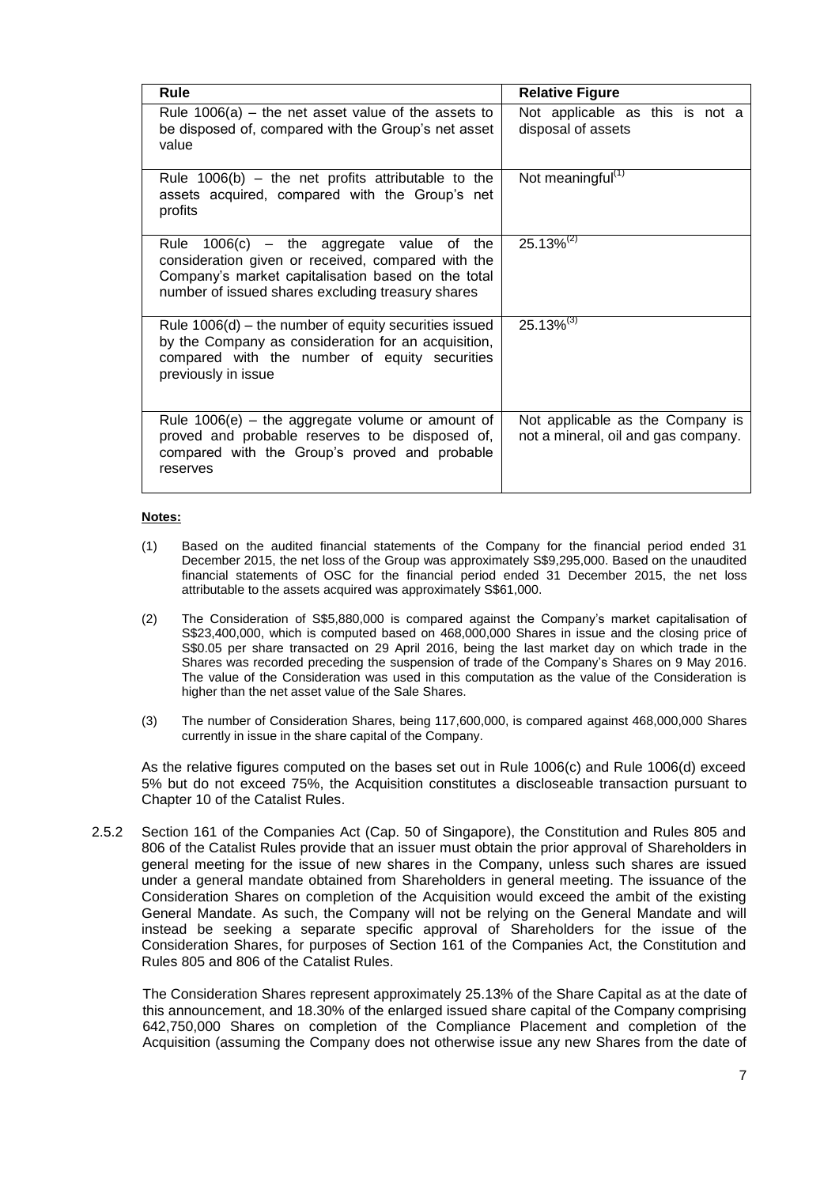| Rule | Relative Figure |
|---|---|
| Rule 1006(a) – the net asset value of the assets to be disposed of, compared with the Group's net asset value | Not applicable as this is not a disposal of assets |
| Rule 1006(b) – the net profits attributable to the assets acquired, compared with the Group's net profits | Not meaningful[(1)] |
| Rule 1006(c) – the aggregate value of the consideration given or received, compared with the Company's market capitalisation based on the total number of issued shares excluding treasury shares | 25.13%[(2)] |
| Rule 1006(d) – the number of equity securities issued by the Company as consideration for an acquisition, compared with the number of equity securities previously in issue | 25.13%[(3)] |
| Rule 1006(e) – the aggregate volume or amount of proved and probable reserves to be disposed of, compared with the Group's proved and probable reserves | Not applicable as the Company is not a mineral, oil and gas company. |

**Notes:**

(1) Based on the audited financial statements of the Company for the financial period ended 31 December 2015, the net loss of the Group was approximately S$9,295,000. Based on the unaudited financial statements of OSC for the financial period ended 31 December 2015, the net loss attributable to the assets acquired was approximately S$61,000.

(2) The Consideration of S$5,880,000 is compared against the Company's market capitalisation of S$23,400,000, which is computed based on 468,000,000 Shares in issue and the closing price of S$0.05 per share transacted on 29 April 2016, being the last market day on which trade in the Shares was recorded preceding the suspension of trade of the Company's Shares on 9 May 2016. The value of the Consideration was used in this computation as the value of the Consideration is higher than the net asset value of the Sale Shares.

(3) The number of Consideration Shares, being 117,600,000, is compared against 468,000,000 Shares currently in issue in the share capital of the Company.

As the relative figures computed on the bases set out in Rule 1006(c) and Rule 1006(d) exceed 5% but do not exceed 75%, the Acquisition constitutes a discloseable transaction pursuant to Chapter 10 of the Catalist Rules.

2.5.2 Section 161 of the Companies Act (Cap. 50 of Singapore), the Constitution and Rules 805 and 806 of the Catalist Rules provide that an issuer must obtain the prior approval of Shareholders in general meeting for the issue of new shares in the Company, unless such shares are issued under a general mandate obtained from Shareholders in general meeting. The issuance of the Consideration Shares on completion of the Acquisition would exceed the ambit of the existing General Mandate. As such, the Company will not be relying on the General Mandate and will instead be seeking a separate specific approval of Shareholders for the issue of the Consideration Shares, for purposes of Section 161 of the Companies Act, the Constitution and Rules 805 and 806 of the Catalist Rules.

The Consideration Shares represent approximately 25.13% of the Share Capital as at the date of this announcement, and 18.30% of the enlarged issued share capital of the Company comprising 642,750,000 Shares on completion of the Compliance Placement and completion of the Acquisition (assuming the Company does not otherwise issue any new Shares from the date of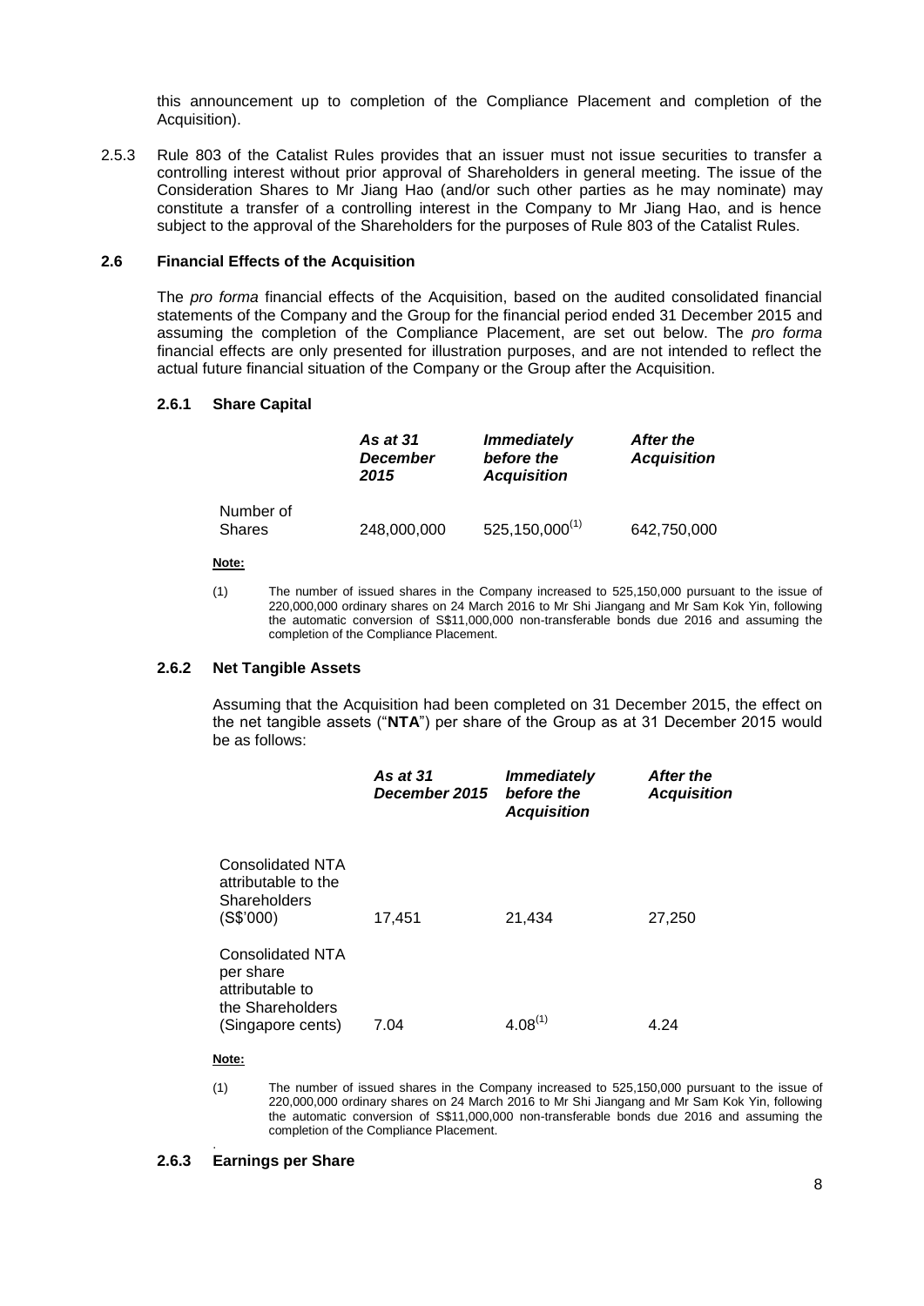this announcement up to completion of the Compliance Placement and completion of the Acquisition).

2.5.3 Rule 803 of the Catalist Rules provides that an issuer must not issue securities to transfer a controlling interest without prior approval of Shareholders in general meeting. The issue of the Consideration Shares to Mr Jiang Hao (and/or such other parties as he may nominate) may constitute a transfer of a controlling interest in the Company to Mr Jiang Hao, and is hence subject to the approval of the Shareholders for the purposes of Rule 803 of the Catalist Rules.

### 2.6 Financial Effects of the Acquisition

The *pro forma* financial effects of the Acquisition, based on the audited consolidated financial statements of the Company and the Group for the financial period ended 31 December 2015 and assuming the completion of the Compliance Placement, are set out below. The *pro forma* financial effects are only presented for illustration purposes, and are not intended to reflect the actual future financial situation of the Company or the Group after the Acquisition.

#### 2.6.1 Share Capital

| | ***As at 31 December 2015*** | ***Immediately before the Acquisition*** | ***After the Acquisition*** |
|---|---|---|---|
| Number of Shares | 248,000,000 | 525,150,000[(1)] | 642,750,000 |

**Note:**

(1) The number of issued shares in the Company increased to 525,150,000 pursuant to the issue of 220,000,000 ordinary shares on 24 March 2016 to Mr Shi Jiangang and Mr Sam Kok Yin, following the automatic conversion of S$11,000,000 non-transferable bonds due 2016 and assuming the completion of the Compliance Placement.

#### 2.6.2 Net Tangible Assets

Assuming that the Acquisition had been completed on 31 December 2015, the effect on the net tangible assets ("**NTA**") per share of the Group as at 31 December 2015 would be as follows:

| | ***As at 31 December 2015*** | ***Immediately before the Acquisition*** | ***After the Acquisition*** |
|---|---|---|---|
| Consolidated NTA attributable to the Shareholders (S$'000) | 17,451 | 21,434 | 27,250 |
| Consolidated NTA per share attributable to the Shareholders (Singapore cents) | 7.04 | 4.08[(1)] | 4.24 |

**Note:**

(1) The number of issued shares in the Company increased to 525,150,000 pursuant to the issue of 220,000,000 ordinary shares on 24 March 2016 to Mr Shi Jiangang and Mr Sam Kok Yin, following the automatic conversion of S$11,000,000 non-transferable bonds due 2016 and assuming the completion of the Compliance Placement.

#### 2.6.3 Earnings per Share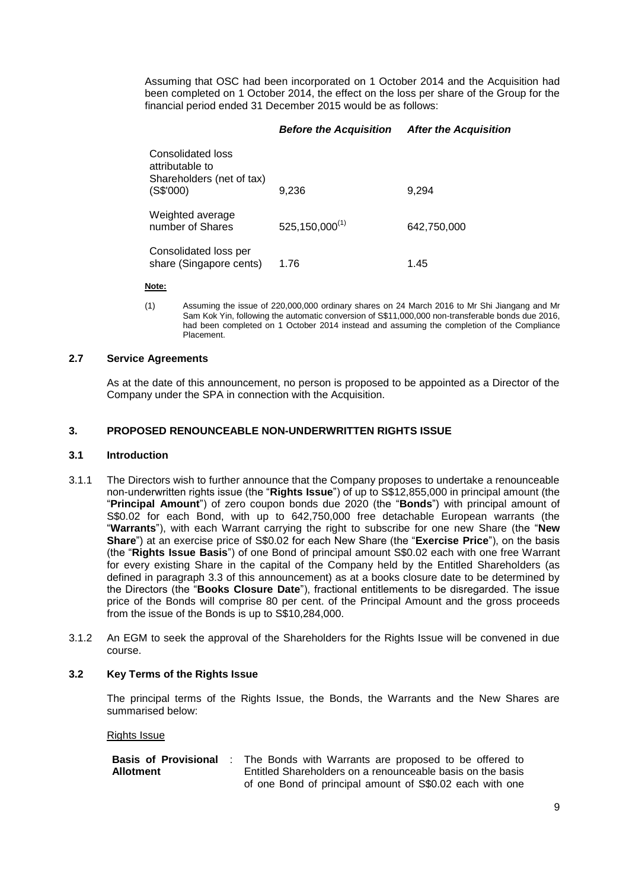Assuming that OSC had been incorporated on 1 October 2014 and the Acquisition had been completed on 1 October 2014, the effect on the loss per share of the Group for the financial period ended 31 December 2015 would be as follows:

| | ***Before the Acquisition*** | ***After the Acquisition*** |
|---|---|---|
| Consolidated loss attributable to Shareholders (net of tax) (S$'000) | 9,236 | 9,294 |
| Weighted average number of Shares | 525,150,000[(1)] | 642,750,000 |
| Consolidated loss per share (Singapore cents) | 1.76 | 1.45 |

**Note:**

(1) Assuming the issue of 220,000,000 ordinary shares on 24 March 2016 to Mr Shi Jiangang and Mr Sam Kok Yin, following the automatic conversion of S$11,000,000 non-transferable bonds due 2016, had been completed on 1 October 2014 instead and assuming the completion of the Compliance Placement.

### 2.7 Service Agreements

As at the date of this announcement, no person is proposed to be appointed as a Director of the Company under the SPA in connection with the Acquisition.

## 3. PROPOSED RENOUNCEABLE NON-UNDERWRITTEN RIGHTS ISSUE

### 3.1 Introduction

3.1.1 The Directors wish to further announce that the Company proposes to undertake a renounceable non-underwritten rights issue (the "**Rights Issue**") of up to S$12,855,000 in principal amount (the "**Principal Amount**") of zero coupon bonds due 2020 (the "**Bonds**") with principal amount of S$0.02 for each Bond, with up to 642,750,000 free detachable European warrants (the "**Warrants**"), with each Warrant carrying the right to subscribe for one new Share (the "**New Share**") at an exercise price of S$0.02 for each New Share (the "**Exercise Price**"), on the basis (the "**Rights Issue Basis**") of one Bond of principal amount S$0.02 each with one free Warrant for every existing Share in the capital of the Company held by the Entitled Shareholders (as defined in paragraph 3.3 of this announcement) as at a books closure date to be determined by the Directors (the "**Books Closure Date**"), fractional entitlements to be disregarded. The issue price of the Bonds will comprise 80 per cent. of the Principal Amount and the gross proceeds from the issue of the Bonds is up to S$10,284,000.

3.1.2 An EGM to seek the approval of the Shareholders for the Rights Issue will be convened in due course.

### 3.2 Key Terms of the Rights Issue

The principal terms of the Rights Issue, the Bonds, the Warrants and the New Shares are summarised below:

<u>Rights Issue</u>

| | | |
|---|---|---|
| **Basis of Provisional Allotment** | : | The Bonds with Warrants are proposed to be offered to Entitled Shareholders on a renounceable basis on the basis of one Bond of principal amount of S$0.02 each with one |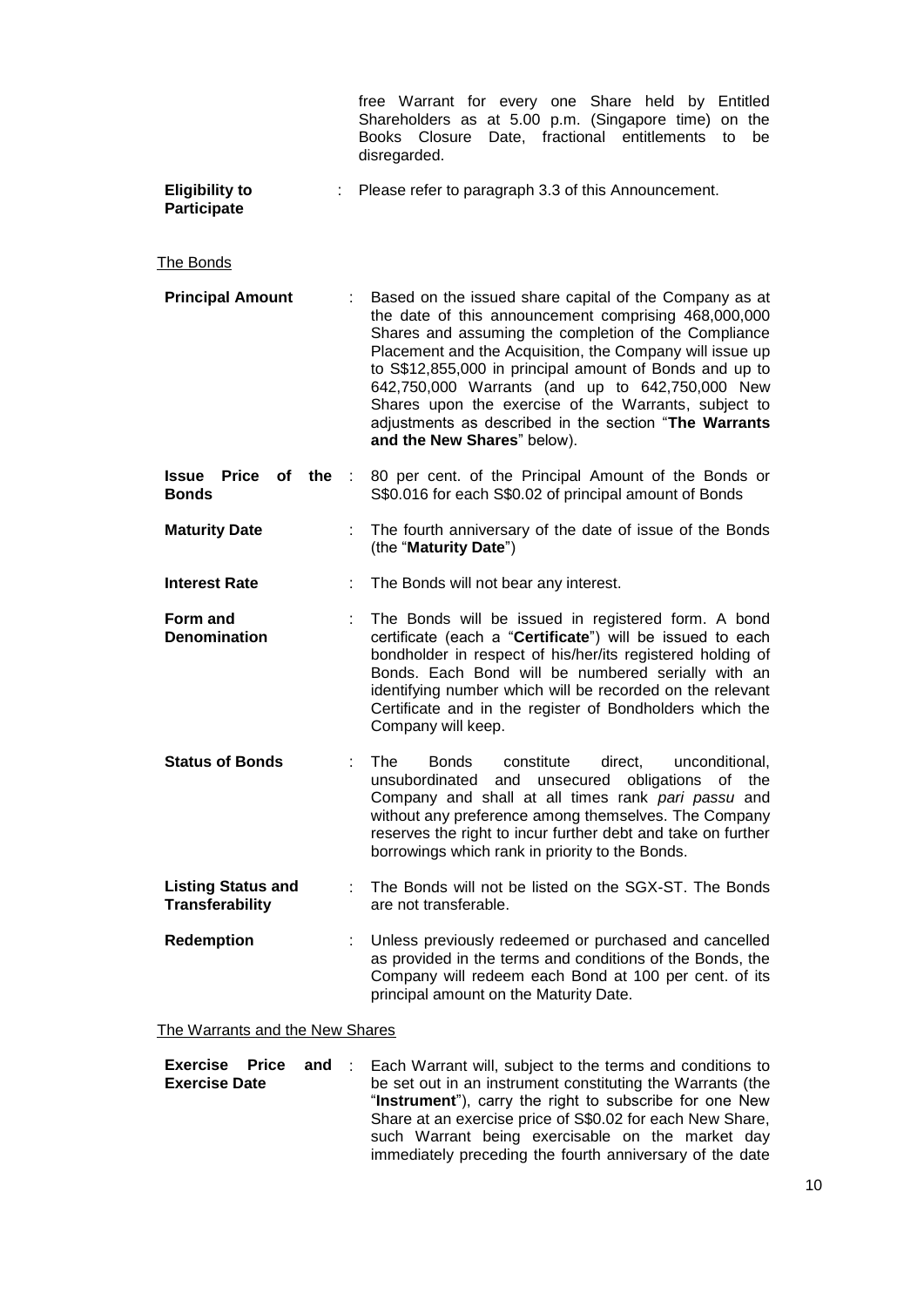free Warrant for every one Share held by Entitled Shareholders as at 5.00 p.m. (Singapore time) on the Books Closure Date, fractional entitlements to be disregarded.

| | | |
|---|---|---|
| **Eligibility to Participate** | : | Please refer to paragraph 3.3 of this Announcement. |

The Bonds

| | | |
|---|---|---|
| **Principal Amount** | : | Based on the issued share capital of the Company as at the date of this announcement comprising 468,000,000 Shares and assuming the completion of the Compliance Placement and the Acquisition, the Company will issue up to S$12,855,000 in principal amount of Bonds and up to 642,750,000 Warrants (and up to 642,750,000 New Shares upon the exercise of the Warrants, subject to adjustments as described in the section "**The Warrants and the New Shares**" below). |
| **Issue Price of the Bonds** | : | 80 per cent. of the Principal Amount of the Bonds or S$0.016 for each S$0.02 of principal amount of Bonds |
| **Maturity Date** | : | The fourth anniversary of the date of issue of the Bonds (the "**Maturity Date**") |
| **Interest Rate** | : | The Bonds will not bear any interest. |
| **Form and Denomination** | : | The Bonds will be issued in registered form. A bond certificate (each a "**Certificate**") will be issued to each bondholder in respect of his/her/its registered holding of Bonds. Each Bond will be numbered serially with an identifying number which will be recorded on the relevant Certificate and in the register of Bondholders which the Company will keep. |
| **Status of Bonds** | : | The Bonds constitute direct, unconditional, unsubordinated and unsecured obligations of the Company and shall at all times rank *pari passu* and without any preference among themselves. The Company reserves the right to incur further debt and take on further borrowings which rank in priority to the Bonds. |
| **Listing Status and Transferability** | : | The Bonds will not be listed on the SGX-ST. The Bonds are not transferable. |
| **Redemption** | : | Unless previously redeemed or purchased and cancelled as provided in the terms and conditions of the Bonds, the Company will redeem each Bond at 100 per cent. of its principal amount on the Maturity Date. |

The Warrants and the New Shares

| | | |
|---|---|---|
| **Exercise Price and Exercise Date** | : | Each Warrant will, subject to the terms and conditions to be set out in an instrument constituting the Warrants (the "**Instrument**"), carry the right to subscribe for one New Share at an exercise price of S$0.02 for each New Share, such Warrant being exercisable on the market day immediately preceding the fourth anniversary of the date |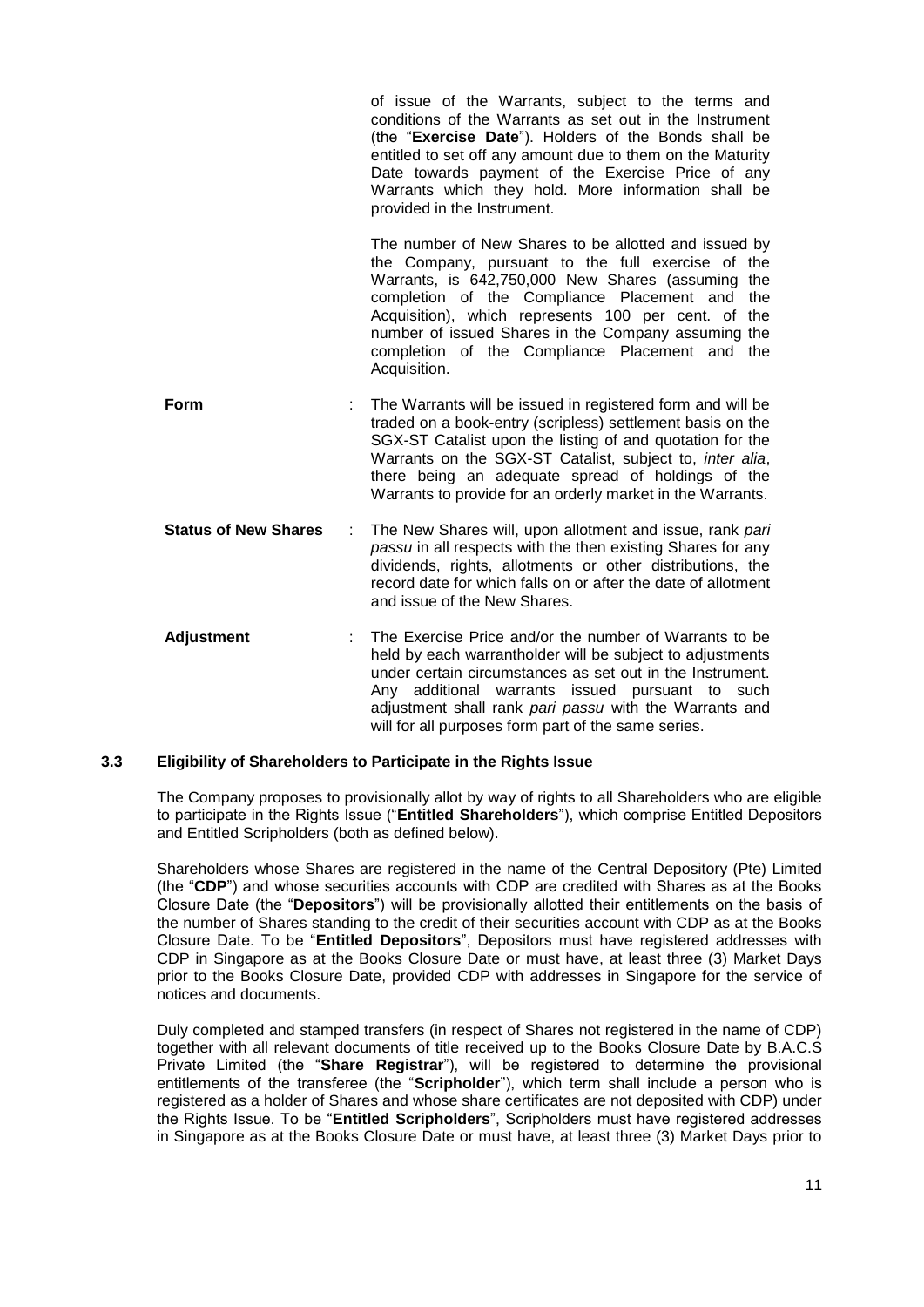of issue of the Warrants, subject to the terms and conditions of the Warrants as set out in the Instrument (the "**Exercise Date**"). Holders of the Bonds shall be entitled to set off any amount due to them on the Maturity Date towards payment of the Exercise Price of any Warrants which they hold. More information shall be provided in the Instrument.

The number of New Shares to be allotted and issued by the Company, pursuant to the full exercise of the Warrants, is 642,750,000 New Shares (assuming the completion of the Compliance Placement and the Acquisition), which represents 100 per cent. of the number of issued Shares in the Company assuming the completion of the Compliance Placement and the Acquisition.

| | | |
|---|---|---|
| **Form** | : | The Warrants will be issued in registered form and will be traded on a book-entry (scripless) settlement basis on the SGX-ST Catalist upon the listing of and quotation for the Warrants on the SGX-ST Catalist, subject to, *inter alia*, there being an adequate spread of holdings of the Warrants to provide for an orderly market in the Warrants. |
| **Status of New Shares** | : | The New Shares will, upon allotment and issue, rank *pari passu* in all respects with the then existing Shares for any dividends, rights, allotments or other distributions, the record date for which falls on or after the date of allotment and issue of the New Shares. |
| **Adjustment** | : | The Exercise Price and/or the number of Warrants to be held by each warrantholder will be subject to adjustments under certain circumstances as set out in the Instrument. Any additional warrants issued pursuant to such adjustment shall rank *pari passu* with the Warrants and will for all purposes form part of the same series. |

### 3.3 Eligibility of Shareholders to Participate in the Rights Issue

The Company proposes to provisionally allot by way of rights to all Shareholders who are eligible to participate in the Rights Issue ("**Entitled Shareholders**"), which comprise Entitled Depositors and Entitled Scripholders (both as defined below).

Shareholders whose Shares are registered in the name of the Central Depository (Pte) Limited (the "**CDP**") and whose securities accounts with CDP are credited with Shares as at the Books Closure Date (the "**Depositors**") will be provisionally allotted their entitlements on the basis of the number of Shares standing to the credit of their securities account with CDP as at the Books Closure Date. To be "**Entitled Depositors**", Depositors must have registered addresses with CDP in Singapore as at the Books Closure Date or must have, at least three (3) Market Days prior to the Books Closure Date, provided CDP with addresses in Singapore for the service of notices and documents.

Duly completed and stamped transfers (in respect of Shares not registered in the name of CDP) together with all relevant documents of title received up to the Books Closure Date by B.A.C.S Private Limited (the "**Share Registrar**"), will be registered to determine the provisional entitlements of the transferee (the "**Scripholder**"), which term shall include a person who is registered as a holder of Shares and whose share certificates are not deposited with CDP) under the Rights Issue. To be "**Entitled Scripholders**", Scripholders must have registered addresses in Singapore as at the Books Closure Date or must have, at least three (3) Market Days prior to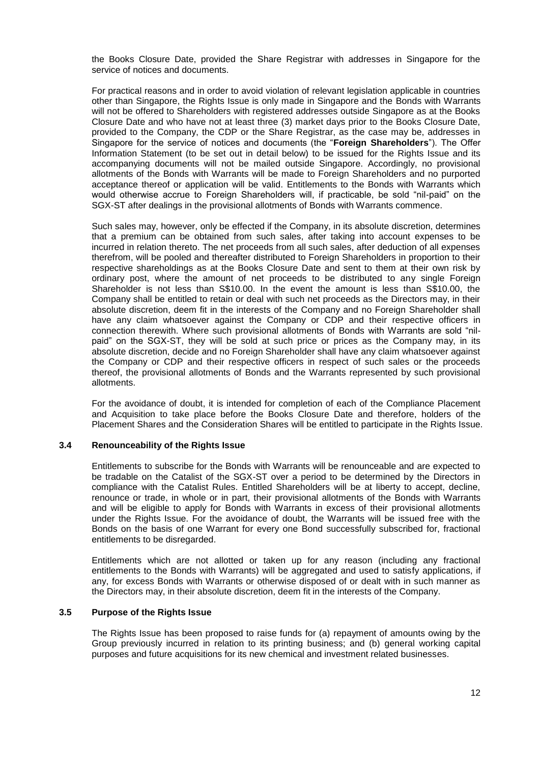the Books Closure Date, provided the Share Registrar with addresses in Singapore for the service of notices and documents.

For practical reasons and in order to avoid violation of relevant legislation applicable in countries other than Singapore, the Rights Issue is only made in Singapore and the Bonds with Warrants will not be offered to Shareholders with registered addresses outside Singapore as at the Books Closure Date and who have not at least three (3) market days prior to the Books Closure Date, provided to the Company, the CDP or the Share Registrar, as the case may be, addresses in Singapore for the service of notices and documents (the "**Foreign Shareholders**"). The Offer Information Statement (to be set out in detail below) to be issued for the Rights Issue and its accompanying documents will not be mailed outside Singapore. Accordingly, no provisional allotments of the Bonds with Warrants will be made to Foreign Shareholders and no purported acceptance thereof or application will be valid. Entitlements to the Bonds with Warrants which would otherwise accrue to Foreign Shareholders will, if practicable, be sold "nil-paid" on the SGX-ST after dealings in the provisional allotments of Bonds with Warrants commence.

Such sales may, however, only be effected if the Company, in its absolute discretion, determines that a premium can be obtained from such sales, after taking into account expenses to be incurred in relation thereto. The net proceeds from all such sales, after deduction of all expenses therefrom, will be pooled and thereafter distributed to Foreign Shareholders in proportion to their respective shareholdings as at the Books Closure Date and sent to them at their own risk by ordinary post, where the amount of net proceeds to be distributed to any single Foreign Shareholder is not less than S$10.00. In the event the amount is less than S$10.00, the Company shall be entitled to retain or deal with such net proceeds as the Directors may, in their absolute discretion, deem fit in the interests of the Company and no Foreign Shareholder shall have any claim whatsoever against the Company or CDP and their respective officers in connection therewith. Where such provisional allotments of Bonds with Warrants are sold "nil-paid" on the SGX-ST, they will be sold at such price or prices as the Company may, in its absolute discretion, decide and no Foreign Shareholder shall have any claim whatsoever against the Company or CDP and their respective officers in respect of such sales or the proceeds thereof, the provisional allotments of Bonds and the Warrants represented by such provisional allotments.

For the avoidance of doubt, it is intended for completion of each of the Compliance Placement and Acquisition to take place before the Books Closure Date and therefore, holders of the Placement Shares and the Consideration Shares will be entitled to participate in the Rights Issue.

### 3.4 Renounceability of the Rights Issue

Entitlements to subscribe for the Bonds with Warrants will be renounceable and are expected to be tradable on the Catalist of the SGX-ST over a period to be determined by the Directors in compliance with the Catalist Rules. Entitled Shareholders will be at liberty to accept, decline, renounce or trade, in whole or in part, their provisional allotments of the Bonds with Warrants and will be eligible to apply for Bonds with Warrants in excess of their provisional allotments under the Rights Issue. For the avoidance of doubt, the Warrants will be issued free with the Bonds on the basis of one Warrant for every one Bond successfully subscribed for, fractional entitlements to be disregarded.

Entitlements which are not allotted or taken up for any reason (including any fractional entitlements to the Bonds with Warrants) will be aggregated and used to satisfy applications, if any, for excess Bonds with Warrants or otherwise disposed of or dealt with in such manner as the Directors may, in their absolute discretion, deem fit in the interests of the Company.

### 3.5 Purpose of the Rights Issue

The Rights Issue has been proposed to raise funds for (a) repayment of amounts owing by the Group previously incurred in relation to its printing business; and (b) general working capital purposes and future acquisitions for its new chemical and investment related businesses.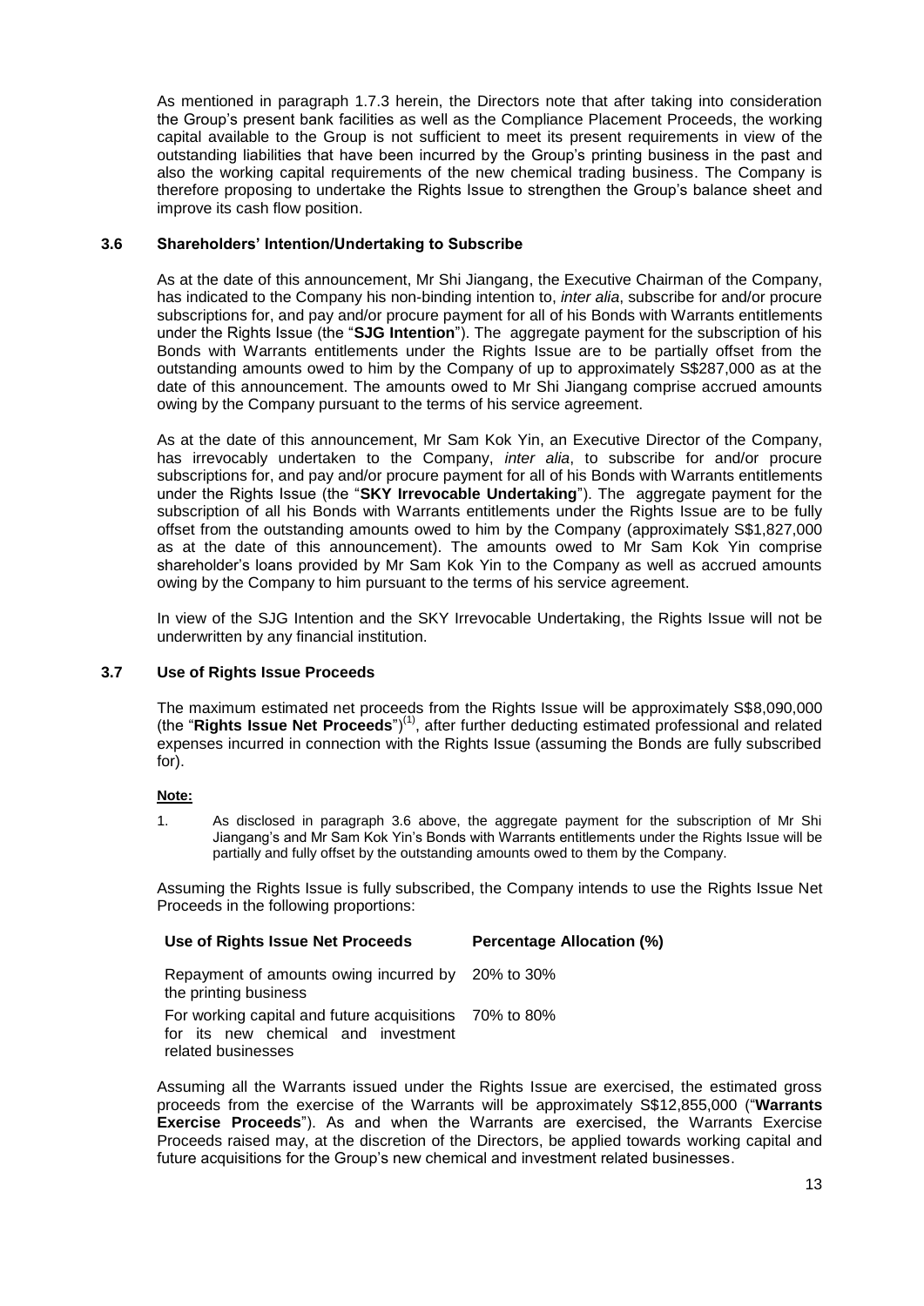As mentioned in paragraph 1.7.3 herein, the Directors note that after taking into consideration the Group's present bank facilities as well as the Compliance Placement Proceeds, the working capital available to the Group is not sufficient to meet its present requirements in view of the outstanding liabilities that have been incurred by the Group's printing business in the past and also the working capital requirements of the new chemical trading business. The Company is therefore proposing to undertake the Rights Issue to strengthen the Group's balance sheet and improve its cash flow position.

### 3.6 Shareholders' Intention/Undertaking to Subscribe

As at the date of this announcement, Mr Shi Jiangang, the Executive Chairman of the Company, has indicated to the Company his non-binding intention to, *inter alia*, subscribe for and/or procure subscriptions for, and pay and/or procure payment for all of his Bonds with Warrants entitlements under the Rights Issue (the "**SJG Intention**"). The aggregate payment for the subscription of his Bonds with Warrants entitlements under the Rights Issue are to be partially offset from the outstanding amounts owed to him by the Company of up to approximately S$287,000 as at the date of this announcement. The amounts owed to Mr Shi Jiangang comprise accrued amounts owing by the Company pursuant to the terms of his service agreement.

As at the date of this announcement, Mr Sam Kok Yin, an Executive Director of the Company, has irrevocably undertaken to the Company, *inter alia*, to subscribe for and/or procure subscriptions for, and pay and/or procure payment for all of his Bonds with Warrants entitlements under the Rights Issue (the "**SKY Irrevocable Undertaking**"). The aggregate payment for the subscription of all his Bonds with Warrants entitlements under the Rights Issue are to be fully offset from the outstanding amounts owed to him by the Company (approximately S$1,827,000 as at the date of this announcement). The amounts owed to Mr Sam Kok Yin comprise shareholder's loans provided by Mr Sam Kok Yin to the Company as well as accrued amounts owing by the Company to him pursuant to the terms of his service agreement.

In view of the SJG Intention and the SKY Irrevocable Undertaking, the Rights Issue will not be underwritten by any financial institution.

### 3.7 Use of Rights Issue Proceeds

The maximum estimated net proceeds from the Rights Issue will be approximately S$8,090,000 (the "**Rights Issue Net Proceeds**")[(1)], after further deducting estimated professional and related expenses incurred in connection with the Rights Issue (assuming the Bonds are fully subscribed for).

**Note:**

1. As disclosed in paragraph 3.6 above, the aggregate payment for the subscription of Mr Shi Jiangang's and Mr Sam Kok Yin's Bonds with Warrants entitlements under the Rights Issue will be partially and fully offset by the outstanding amounts owed to them by the Company.

Assuming the Rights Issue is fully subscribed, the Company intends to use the Rights Issue Net Proceeds in the following proportions:

| Use of Rights Issue Net Proceeds | Percentage Allocation (%) |
|---|---|
| Repayment of amounts owing incurred by the printing business | 20% to 30% |
| For working capital and future acquisitions for its new chemical and investment related businesses | 70% to 80% |

Assuming all the Warrants issued under the Rights Issue are exercised, the estimated gross proceeds from the exercise of the Warrants will be approximately S$12,855,000 ("**Warrants Exercise Proceeds**"). As and when the Warrants are exercised, the Warrants Exercise Proceeds raised may, at the discretion of the Directors, be applied towards working capital and future acquisitions for the Group's new chemical and investment related businesses.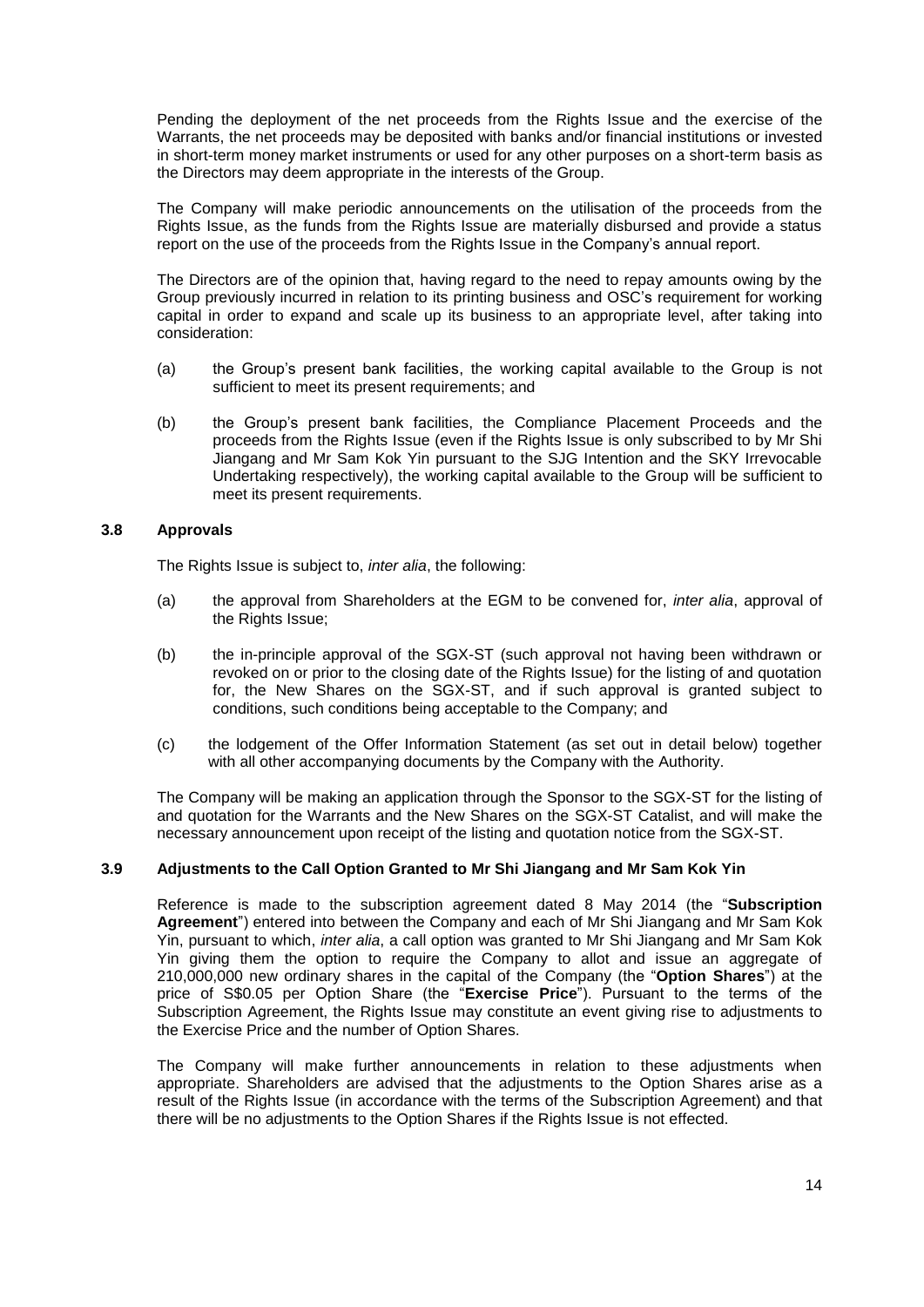Pending the deployment of the net proceeds from the Rights Issue and the exercise of the Warrants, the net proceeds may be deposited with banks and/or financial institutions or invested in short-term money market instruments or used for any other purposes on a short-term basis as the Directors may deem appropriate in the interests of the Group.

The Company will make periodic announcements on the utilisation of the proceeds from the Rights Issue, as the funds from the Rights Issue are materially disbursed and provide a status report on the use of the proceeds from the Rights Issue in the Company's annual report.

The Directors are of the opinion that, having regard to the need to repay amounts owing by the Group previously incurred in relation to its printing business and OSC's requirement for working capital in order to expand and scale up its business to an appropriate level, after taking into consideration:

(a) the Group's present bank facilities, the working capital available to the Group is not sufficient to meet its present requirements; and

(b) the Group's present bank facilities, the Compliance Placement Proceeds and the proceeds from the Rights Issue (even if the Rights Issue is only subscribed to by Mr Shi Jiangang and Mr Sam Kok Yin pursuant to the SJG Intention and the SKY Irrevocable Undertaking respectively), the working capital available to the Group will be sufficient to meet its present requirements.

### 3.8 Approvals

The Rights Issue is subject to, *inter alia*, the following:

(a) the approval from Shareholders at the EGM to be convened for, *inter alia*, approval of the Rights Issue;

(b) the in-principle approval of the SGX-ST (such approval not having been withdrawn or revoked on or prior to the closing date of the Rights Issue) for the listing of and quotation for, the New Shares on the SGX-ST, and if such approval is granted subject to conditions, such conditions being acceptable to the Company; and

(c) the lodgement of the Offer Information Statement (as set out in detail below) together with all other accompanying documents by the Company with the Authority.

The Company will be making an application through the Sponsor to the SGX-ST for the listing of and quotation for the Warrants and the New Shares on the SGX-ST Catalist, and will make the necessary announcement upon receipt of the listing and quotation notice from the SGX-ST.

### 3.9 Adjustments to the Call Option Granted to Mr Shi Jiangang and Mr Sam Kok Yin

Reference is made to the subscription agreement dated 8 May 2014 (the "**Subscription Agreement**") entered into between the Company and each of Mr Shi Jiangang and Mr Sam Kok Yin, pursuant to which, *inter alia*, a call option was granted to Mr Shi Jiangang and Mr Sam Kok Yin giving them the option to require the Company to allot and issue an aggregate of 210,000,000 new ordinary shares in the capital of the Company (the "**Option Shares**") at the price of S$0.05 per Option Share (the "**Exercise Price**"). Pursuant to the terms of the Subscription Agreement, the Rights Issue may constitute an event giving rise to adjustments to the Exercise Price and the number of Option Shares.

The Company will make further announcements in relation to these adjustments when appropriate. Shareholders are advised that the adjustments to the Option Shares arise as a result of the Rights Issue (in accordance with the terms of the Subscription Agreement) and that there will be no adjustments to the Option Shares if the Rights Issue is not effected.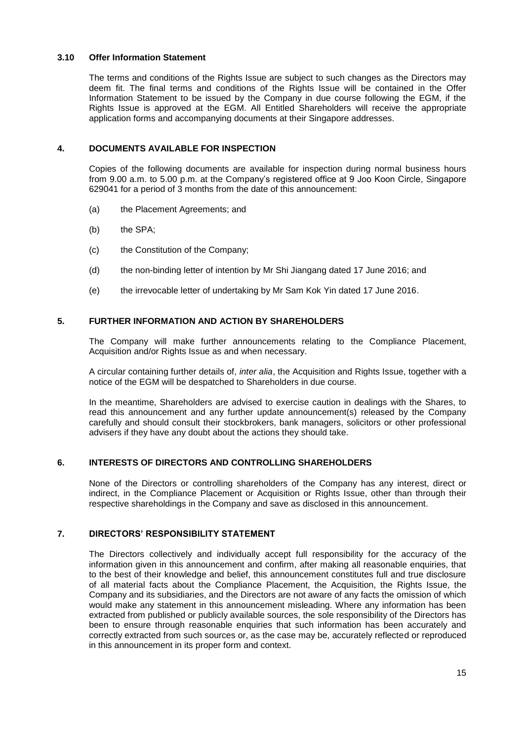### 3.10 Offer Information Statement

The terms and conditions of the Rights Issue are subject to such changes as the Directors may deem fit. The final terms and conditions of the Rights Issue will be contained in the Offer Information Statement to be issued by the Company in due course following the EGM, if the Rights Issue is approved at the EGM. All Entitled Shareholders will receive the appropriate application forms and accompanying documents at their Singapore addresses.

## 4. DOCUMENTS AVAILABLE FOR INSPECTION

Copies of the following documents are available for inspection during normal business hours from 9.00 a.m. to 5.00 p.m. at the Company's registered office at 9 Joo Koon Circle, Singapore 629041 for a period of 3 months from the date of this announcement:

(a) the Placement Agreements; and

(b) the SPA;

(c) the Constitution of the Company;

(d) the non-binding letter of intention by Mr Shi Jiangang dated 17 June 2016; and

(e) the irrevocable letter of undertaking by Mr Sam Kok Yin dated 17 June 2016.

## 5. FURTHER INFORMATION AND ACTION BY SHAREHOLDERS

The Company will make further announcements relating to the Compliance Placement, Acquisition and/or Rights Issue as and when necessary.

A circular containing further details of, *inter alia*, the Acquisition and Rights Issue, together with a notice of the EGM will be despatched to Shareholders in due course.

In the meantime, Shareholders are advised to exercise caution in dealings with the Shares, to read this announcement and any further update announcement(s) released by the Company carefully and should consult their stockbrokers, bank managers, solicitors or other professional advisers if they have any doubt about the actions they should take.

## 6. INTERESTS OF DIRECTORS AND CONTROLLING SHAREHOLDERS

None of the Directors or controlling shareholders of the Company has any interest, direct or indirect, in the Compliance Placement or Acquisition or Rights Issue, other than through their respective shareholdings in the Company and save as disclosed in this announcement.

## 7. DIRECTORS' RESPONSIBILITY STATEMENT

The Directors collectively and individually accept full responsibility for the accuracy of the information given in this announcement and confirm, after making all reasonable enquiries, that to the best of their knowledge and belief, this announcement constitutes full and true disclosure of all material facts about the Compliance Placement, the Acquisition, the Rights Issue, the Company and its subsidiaries, and the Directors are not aware of any facts the omission of which would make any statement in this announcement misleading. Where any information has been extracted from published or publicly available sources, the sole responsibility of the Directors has been to ensure through reasonable enquiries that such information has been accurately and correctly extracted from such sources or, as the case may be, accurately reflected or reproduced in this announcement in its proper form and context.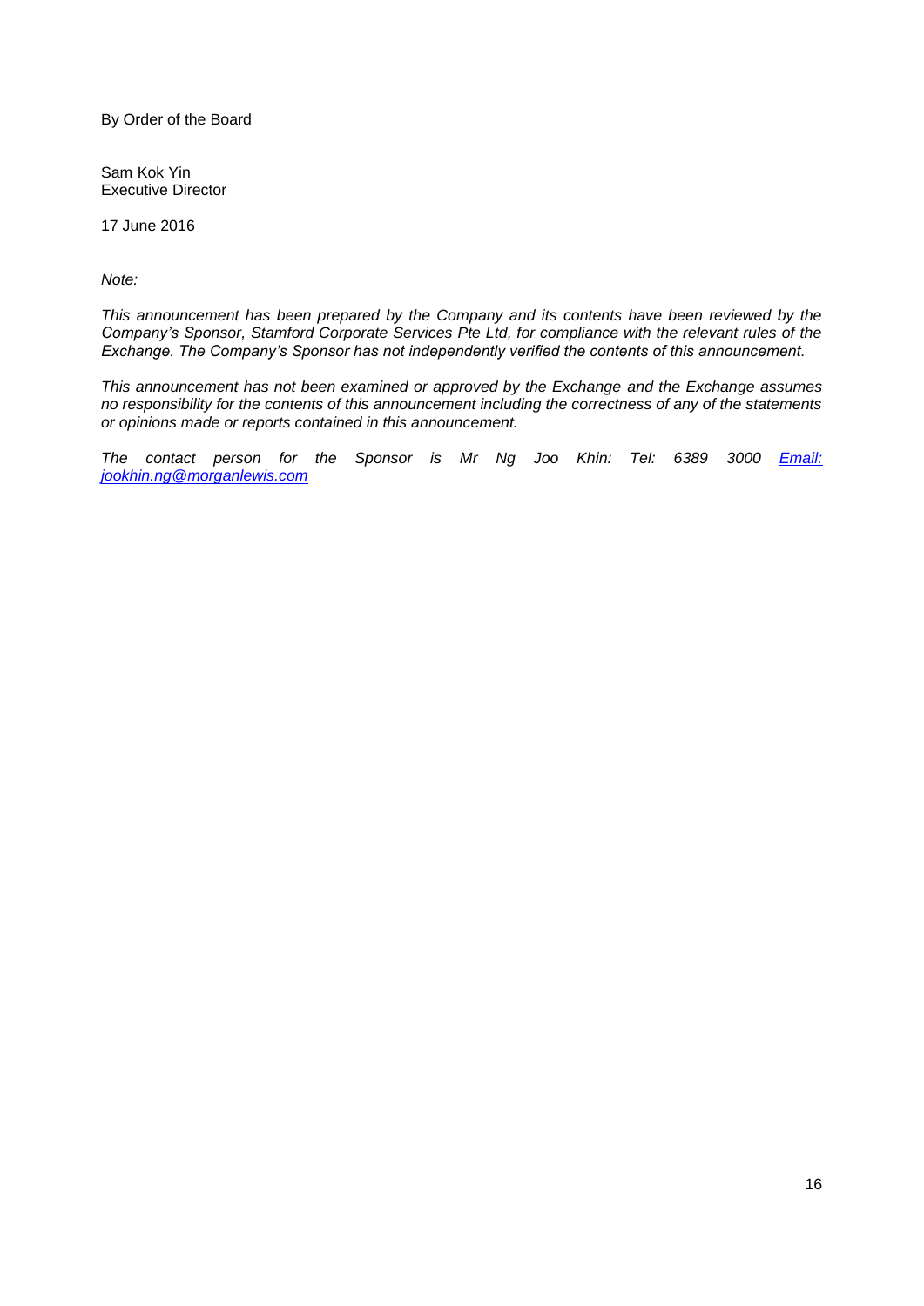By Order of the Board

Sam Kok Yin
Executive Director

17 June 2016

*Note:*

*This announcement has been prepared by the Company and its contents have been reviewed by the Company's Sponsor, Stamford Corporate Services Pte Ltd, for compliance with the relevant rules of the Exchange. The Company's Sponsor has not independently verified the contents of this announcement.*

*This announcement has not been examined or approved by the Exchange and the Exchange assumes no responsibility for the contents of this announcement including the correctness of any of the statements or opinions made or reports contained in this announcement.*

*The contact person for the Sponsor is Mr Ng Joo Khin: Tel: 6389 3000 Email: jookhin.ng@morganlewis.com*